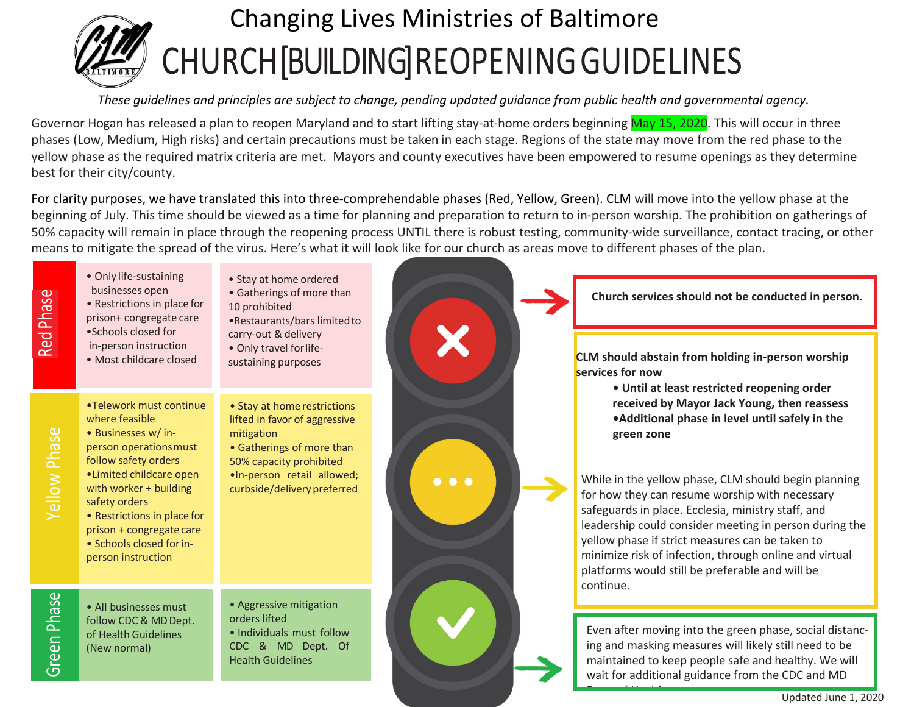# Changing Lives Ministries of Baltimore

# CHURCH [BUILDING] REOPENING GUIDELINES

*These guidelines and principles are subject to change, pending updated guidance from public health and governmental agency.*

Governor Hogan has released a plan to reopen Maryland and to start lifting stay-at-home orders beginning May 15, 2020. This will occur in three phases (Low, Medium, High risks) and certain precautions must be taken in each stage. Regions of the state may move from the red phase to the yellow phase as the required matrix criteria are met. Mayors and county executives have been empowered to resume openings as they determine best for their city/county.

For clarity purposes, we have translated this into three-comprehendable phases (Red, Yellow, Green). CLM will move into the yellow phase at the beginning of July. This time should be viewed as a time for planning and preparation to return to in-person worship. The prohibition on gatherings of 50% capacity will remain in place through the reopening process UNTIL there is robust testing, community-wide surveillance, contact tracing, or other means to mitigate the spread of the virus. Here's what it will look like for our church as areas move to different phases of the plan.

| | | | |
|---|---|---|---|
| Red Phase | • Only life-sustaining businesses open<br>• Restrictions in place for prison+ congregate care<br>• Schools closed for in-person instruction<br>• Most childcare closed | • Stay at home ordered<br>• Gatherings of more than 10 prohibited<br>• Restaurants/bars limited to carry-out & delivery<br>• Only travel for life-sustaining purposes | **Church services should not be conducted in person.** |
| Yellow Phase | • Telework must continue where feasible<br>• Businesses w/ in-person operations must follow safety orders<br>• Limited childcare open with worker + building safety orders<br>• Restrictions in place for prison + congregate care<br>• Schools closed for in-person instruction | • Stay at home restrictions lifted in favor of aggressive mitigation<br>• Gatherings of more than 50% capacity prohibited<br>• In-person retail allowed; curbside/delivery preferred | **CLM should abstain from holding in-person worship services for now**<br>**• Until at least restricted reopening order received by Mayor Jack Young, then reassess**<br>**• Additional phase in level until safely in the green zone**<br><br>While in the yellow phase, CLM should begin planning for how they can resume worship with necessary safeguards in place. Ecclesia, ministry staff, and leadership could consider meeting in person during the yellow phase if strict measures can be taken to minimize risk of infection, through online and virtual platforms would still be preferable and will be continue. |
| Green Phase | • All businesses must follow CDC & MD Dept. of Health Guidelines (New normal) | • Aggressive mitigation orders lifted<br>• Individuals must follow CDC & MD Dept. Of Health Guidelines | Even after moving into the green phase, social distancing and masking measures will likely still need to be maintained to keep people safe and healthy. We will wait for additional guidance from the CDC and MD Dept. of Health. |

Updated June 1, 2020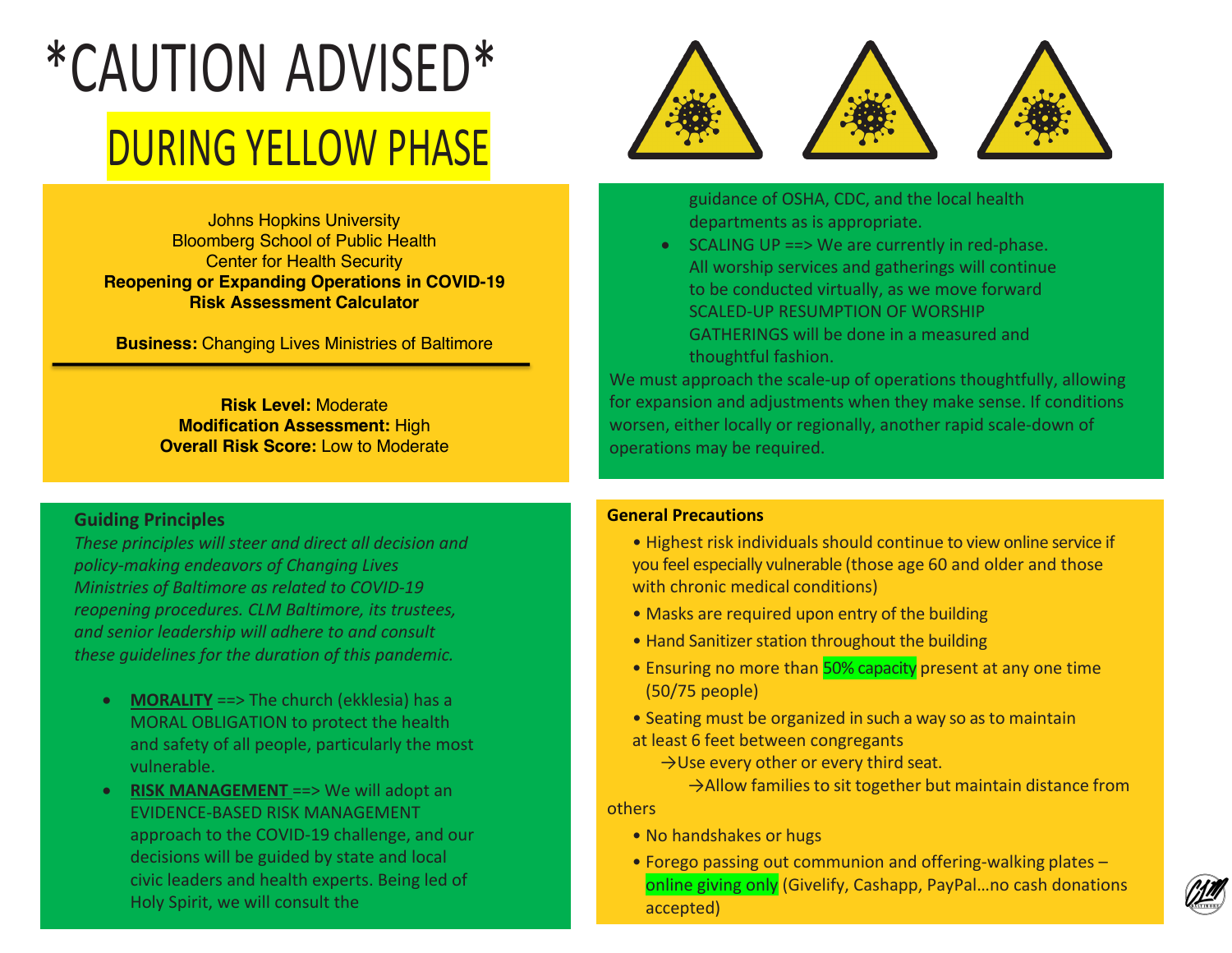# *CAUTION ADVISED*

# DURING YELLOW PHASE

Johns Hopkins University
Bloomberg School of Public Health
Center for Health Security
**Reopening or Expanding Operations in COVID-19**
**Risk Assessment Calculator**

**Business:** Changing Lives Ministries of Baltimore

**Risk Level:** Moderate
**Modification Assessment:** High
**Overall Risk Score:** Low to Moderate

## Guiding Principles

*These principles will steer and direct all decision and policy-making endeavors of Changing Lives Ministries of Baltimore as related to COVID-19 reopening procedures. CLM Baltimore, its trustees, and senior leadership will adhere to and consult these guidelines for the duration of this pandemic.*

- **MORALITY** ==> The church (ekklesia) has a MORAL OBLIGATION to protect the health and safety of all people, particularly the most vulnerable.
- **RISK MANAGEMENT** ==> We will adopt an EVIDENCE-BASED RISK MANAGEMENT approach to the COVID-19 challenge, and our decisions will be guided by state and local civic leaders and health experts. Being led of Holy Spirit, we will consult the guidance of OSHA, CDC, and the local health departments as is appropriate.
- SCALING UP ==> We are currently in red-phase. All worship services and gatherings will continue to be conducted virtually, as we move forward SCALED-UP RESUMPTION OF WORSHIP GATHERINGS will be done in a measured and thoughtful fashion.

We must approach the scale-up of operations thoughtfully, allowing for expansion and adjustments when they make sense. If conditions worsen, either locally or regionally, another rapid scale-down of operations may be required.

## General Precautions

- Highest risk individuals should continue to view online service if you feel especially vulnerable (those age 60 and older and those with chronic medical conditions)
- Masks are required upon entry of the building
- Hand Sanitizer station throughout the building
- Ensuring no more than 50% capacity present at any one time (50/75 people)
- Seating must be organized in such a way so as to maintain at least 6 feet between congregants
  - →Use every other or every third seat.
  - →Allow families to sit together but maintain distance from others
- No handshakes or hugs
- Forego passing out communion and offering-walking plates – online giving only (Givelify, Cashapp, PayPal…no cash donations accepted)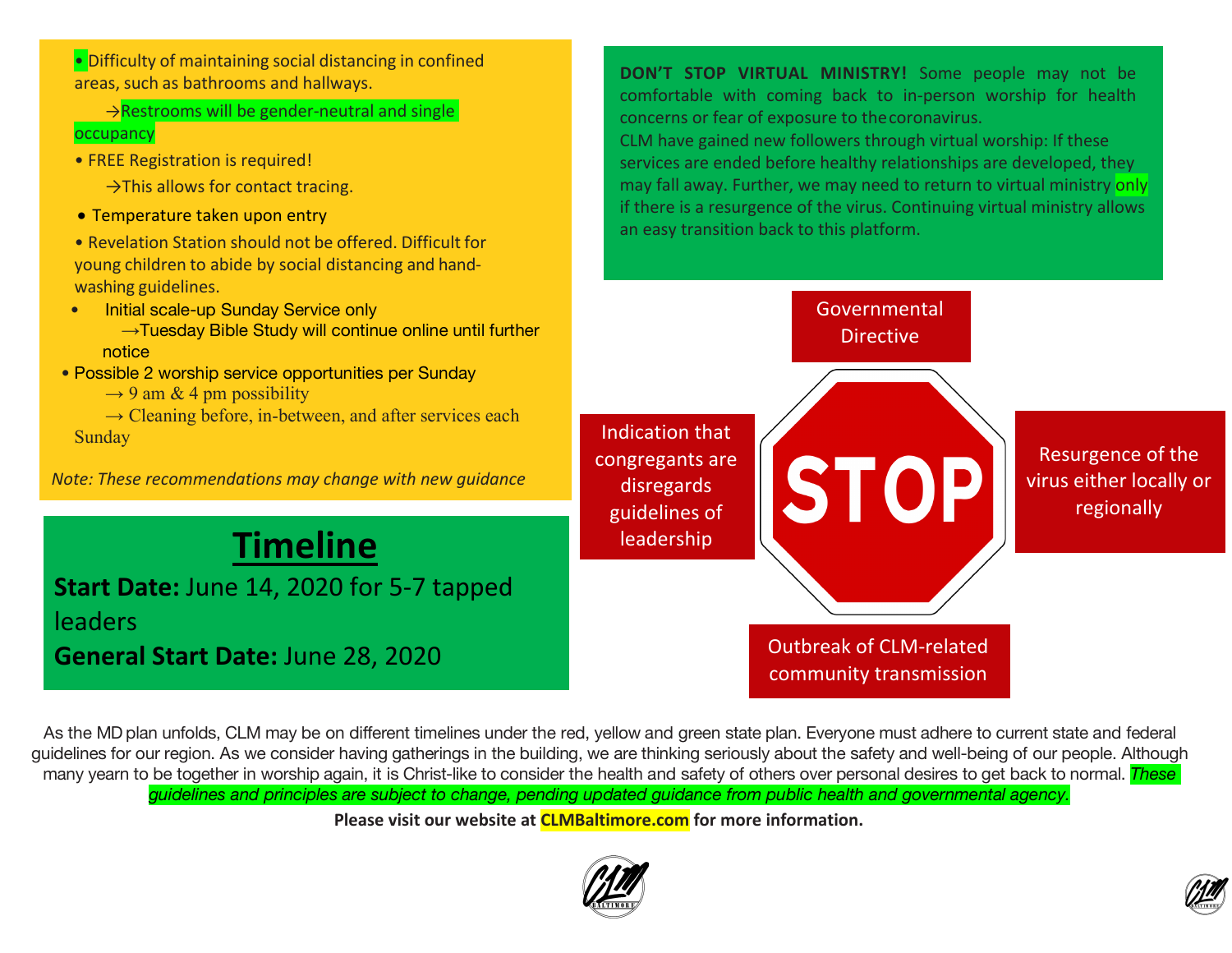- Difficulty of maintaining social distancing in confined areas, such as bathrooms and hallways.
  - →Restrooms will be gender-neutral and single occupancy
- FREE Registration is required!
  - →This allows for contact tracing.
- Temperature taken upon entry
- Revelation Station should not be offered. Difficult for young children to abide by social distancing and hand-washing guidelines.
- Initial scale-up Sunday Service only
  - →Tuesday Bible Study will continue online until further notice
- Possible 2 worship service opportunities per Sunday
  - → 9 am & 4 pm possibility
  - → Cleaning before, in-between, and after services each Sunday

*Note: These recommendations may change with new guidance*

# Timeline

**Start Date:** June 14, 2020 for 5-7 tapped leaders

**General Start Date:** June 28, 2020

**DON'T STOP VIRTUAL MINISTRY!** Some people may not be comfortable with coming back to in-person worship for health concerns or fear of exposure to the coronavirus.
CLM have gained new followers through virtual worship: If these services are ended before healthy relationships are developed, they may fall away. Further, we may need to return to virtual ministry only if there is a resurgence of the virus. Continuing virtual ministry allows an easy transition back to this platform.

STOP

Governmental Directive

Indication that congregants are disregards guidelines of leadership

Resurgence of the virus either locally or regionally

Outbreak of CLM-related community transmission

As the MD plan unfolds, CLM may be on different timelines under the red, yellow and green state plan. Everyone must adhere to current state and federal guidelines for our region. As we consider having gatherings in the building, we are thinking seriously about the safety and well-being of our people. Although many yearn to be together in worship again, it is Christ-like to consider the health and safety of others over personal desires to get back to normal. *These guidelines and principles are subject to change, pending updated guidance from public health and governmental agency.*

**Please visit our website at CLMBaltimore.com for more information.**